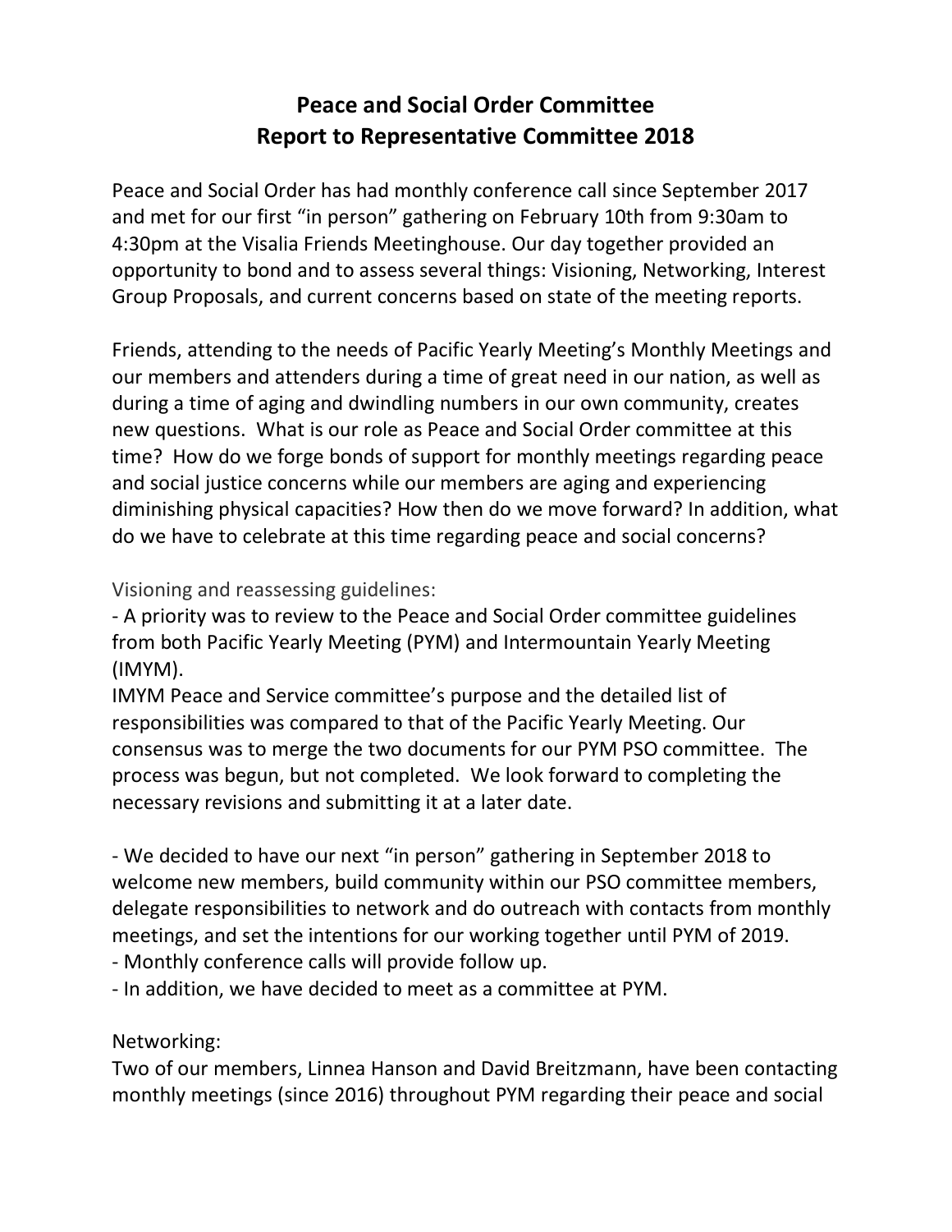# Peace and Social Order Committee
# Report to Representative Committee 2018

Peace and Social Order has had monthly conference call since September 2017 and met for our first "in person" gathering on February 10th from 9:30am to 4:30pm at the Visalia Friends Meetinghouse. Our day together provided an opportunity to bond and to assess several things: Visioning, Networking, Interest Group Proposals, and current concerns based on state of the meeting reports.

Friends, attending to the needs of Pacific Yearly Meeting's Monthly Meetings and our members and attenders during a time of great need in our nation, as well as during a time of aging and dwindling numbers in our own community, creates new questions. What is our role as Peace and Social Order committee at this time? How do we forge bonds of support for monthly meetings regarding peace and social justice concerns while our members are aging and experiencing diminishing physical capacities? How then do we move forward? In addition, what do we have to celebrate at this time regarding peace and social concerns?

Visioning and reassessing guidelines:

- A priority was to review to the Peace and Social Order committee guidelines from both Pacific Yearly Meeting (PYM) and Intermountain Yearly Meeting (IMYM).

IMYM Peace and Service committee's purpose and the detailed list of responsibilities was compared to that of the Pacific Yearly Meeting. Our consensus was to merge the two documents for our PYM PSO committee. The process was begun, but not completed. We look forward to completing the necessary revisions and submitting it at a later date.

- We decided to have our next "in person" gathering in September 2018 to welcome new members, build community within our PSO committee members, delegate responsibilities to network and do outreach with contacts from monthly meetings, and set the intentions for our working together until PYM of 2019.
- Monthly conference calls will provide follow up.
- In addition, we have decided to meet as a committee at PYM.

Networking:

Two of our members, Linnea Hanson and David Breitzmann, have been contacting monthly meetings (since 2016) throughout PYM regarding their peace and social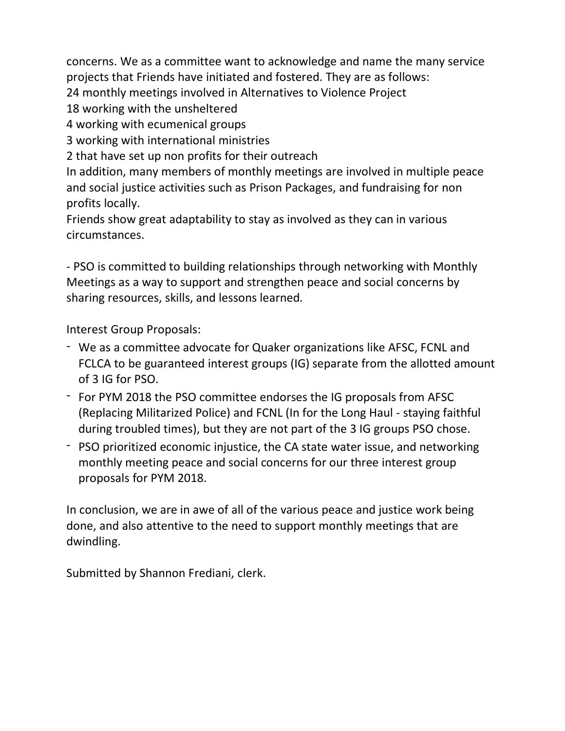concerns. We as a committee want to acknowledge and name the many service projects that Friends have initiated and fostered. They are as follows:

24 monthly meetings involved in Alternatives to Violence Project
18 working with the unsheltered
4 working with ecumenical groups
3 working with international ministries
2 that have set up non profits for their outreach

In addition, many members of monthly meetings are involved in multiple peace and social justice activities such as Prison Packages, and fundraising for non profits locally.

Friends show great adaptability to stay as involved as they can in various circumstances.

- PSO is committed to building relationships through networking with Monthly Meetings as a way to support and strengthen peace and social concerns by sharing resources, skills, and lessons learned.

Interest Group Proposals:

- We as a committee advocate for Quaker organizations like AFSC, FCNL and FCLCA to be guaranteed interest groups (IG) separate from the allotted amount of 3 IG for PSO.
- For PYM 2018 the PSO committee endorses the IG proposals from AFSC (Replacing Militarized Police) and FCNL (In for the Long Haul - staying faithful during troubled times), but they are not part of the 3 IG groups PSO chose.
- PSO prioritized economic injustice, the CA state water issue, and networking monthly meeting peace and social concerns for our three interest group proposals for PYM 2018.

In conclusion, we are in awe of all of the various peace and justice work being done, and also attentive to the need to support monthly meetings that are dwindling.

Submitted by Shannon Frediani, clerk.